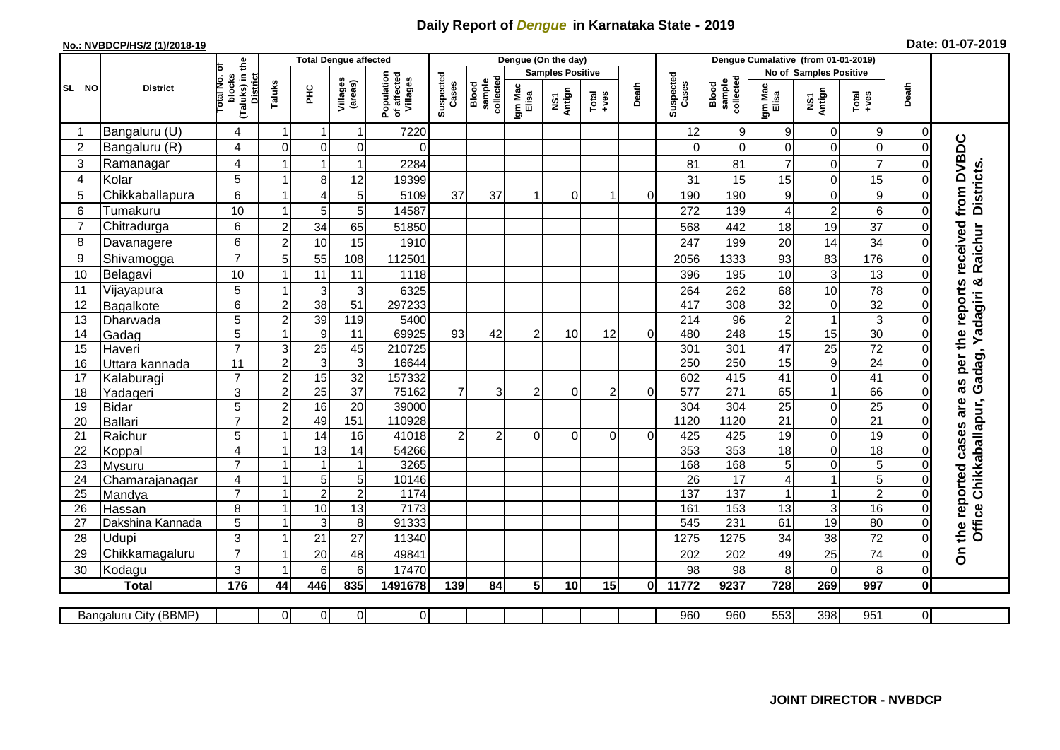# Daily Report of *Dengue* in Karnataka State - 2019

**No.: NVBDCP/HS/2 (1)/2018-19**

**Date: 01-07-2019**

| SL NO | District | Total No. of blocks (Taluks) in the District | Total Dengue affected | | | | Dengue (On the day) | | | | | | | Dengue Cumalative (from 01-01-2019) | | | | | | | |
|---|---|---|---|---|---|---|---|---|---|---|---|---|---|---|---|---|---|---|---|---|
| | | | Taluks | PHC | Villages (areas) | Population of affected Villages | Suspected Cases | Blood sample collected | Samples Positive | | | Death | Suspected Cases | Blood sample collected | No of Samples Positive | | | Death | |
| | | | | | | | | | Igm Mac Elisa | NS1 Antign | Total +ves | | | | Igm Mac Elisa | NS1 Antign | Total +ves | | |
| 1 | Bangaluru (U) | 4 | 1 | 1 | 1 | 7220 | | | | | | | 12 | 9 | 9 | 0 | 9 | 0 | On the reported cases are as per the reports received from DVBDC Office Chikkaballapur, Gadag, Yadagiri & Raichur Districts. |
| 2 | Bangaluru (R) | 4 | 0 | 0 | 0 | 0 | | | | | | | 0 | 0 | 0 | 0 | 0 | 0 | |
| 3 | Ramanagar | 4 | 1 | 1 | 1 | 2284 | | | | | | | 81 | 81 | 7 | 0 | 7 | 0 | |
| 4 | Kolar | 5 | 1 | 8 | 12 | 19399 | | | | | | | 31 | 15 | 15 | 0 | 15 | 0 | |
| 5 | Chikkaballapura | 6 | 1 | 4 | 5 | 5109 | 37 | 37 | 1 | 0 | 1 | 0 | 190 | 190 | 9 | 0 | 9 | 0 | |
| 6 | Tumakuru | 10 | 1 | 5 | 5 | 14587 | | | | | | | 272 | 139 | 4 | 2 | 6 | 0 | |
| 7 | Chitradurga | 6 | 2 | 34 | 65 | 51850 | | | | | | | 568 | 442 | 18 | 19 | 37 | 0 | |
| 8 | Davanagere | 6 | 2 | 10 | 15 | 1910 | | | | | | | 247 | 199 | 20 | 14 | 34 | 0 | |
| 9 | Shivamogga | 7 | 5 | 55 | 108 | 112501 | | | | | | | 2056 | 1333 | 93 | 83 | 176 | 0 | |
| 10 | Belagavi | 10 | 1 | 11 | 11 | 1118 | | | | | | | 396 | 195 | 10 | 3 | 13 | 0 | |
| 11 | Vijayapura | 5 | 1 | 3 | 3 | 6325 | | | | | | | 264 | 262 | 68 | 10 | 78 | 0 | |
| 12 | Bagalkote | 6 | 2 | 38 | 51 | 297233 | | | | | | | 417 | 308 | 32 | 0 | 32 | 0 | |
| 13 | Dharwada | 5 | 2 | 39 | 119 | 5400 | | | | | | | 214 | 96 | 2 | 1 | 3 | 0 | |
| 14 | Gadag | 5 | 1 | 9 | 11 | 69925 | 93 | 42 | 2 | 10 | 12 | 0 | 480 | 248 | 15 | 15 | 30 | 0 | |
| 15 | Haveri | 7 | 3 | 25 | 45 | 210725 | | | | | | | 301 | 301 | 47 | 25 | 72 | 0 | |
| 16 | Uttara kannada | 11 | 2 | 3 | 3 | 16644 | | | | | | | 250 | 250 | 15 | 9 | 24 | 0 | |
| 17 | Kalaburagi | 7 | 2 | 15 | 32 | 157332 | | | | | | | 602 | 415 | 41 | 0 | 41 | 0 | |
| 18 | Yadageri | 3 | 2 | 25 | 37 | 75162 | 7 | 3 | 2 | 0 | 2 | 0 | 577 | 271 | 65 | 1 | 66 | 0 | |
| 19 | Bidar | 5 | 2 | 16 | 20 | 39000 | | | | | | | 304 | 304 | 25 | 0 | 25 | 0 | |
| 20 | Ballari | 7 | 2 | 49 | 151 | 110928 | | | | | | | 1120 | 1120 | 21 | 0 | 21 | 0 | |
| 21 | Raichur | 5 | 1 | 14 | 16 | 41018 | 2 | 2 | 0 | 0 | 0 | 0 | 425 | 425 | 19 | 0 | 19 | 0 | |
| 22 | Koppal | 4 | 1 | 13 | 14 | 54266 | | | | | | | 353 | 353 | 18 | 0 | 18 | 0 | |
| 23 | Mysuru | 7 | 1 | 1 | 1 | 3265 | | | | | | | 168 | 168 | 5 | 0 | 5 | 0 | |
| 24 | Chamarajanagar | 4 | 1 | 5 | 5 | 10146 | | | | | | | 26 | 17 | 4 | 1 | 5 | 0 | |
| 25 | Mandya | 7 | 1 | 2 | 2 | 1174 | | | | | | | 137 | 137 | 1 | 1 | 2 | 0 | |
| 26 | Hassan | 8 | 1 | 10 | 13 | 7173 | | | | | | | 161 | 153 | 13 | 3 | 16 | 0 | |
| 27 | Dakshina Kannada | 5 | 1 | 3 | 8 | 91333 | | | | | | | 545 | 231 | 61 | 19 | 80 | 0 | |
| 28 | Udupi | 3 | 1 | 21 | 27 | 11340 | | | | | | | 1275 | 1275 | 34 | 38 | 72 | 0 | |
| 29 | Chikkamagaluru | 7 | 1 | 20 | 48 | 49841 | | | | | | | 202 | 202 | 49 | 25 | 74 | 0 | |
| 30 | Kodagu | 3 | 1 | 6 | 6 | 17470 | | | | | | | 98 | 98 | 8 | 0 | 8 | 0 | |
| | **Total** | **176** | **44** | **446** | **835** | **1491678** | **139** | **84** | **5** | **10** | **15** | **0** | **11772** | **9237** | **728** | **269** | **997** | **0** | |

| Bangaluru City (BBMP) | | 0 | 0 | 0 | 0 | | | | | | | 960 | 960 | 553 | 398 | 951 | 0 |
|---|---|---|---|---|---|---|---|---|---|---|---|---|---|---|---|---|---|

**JOINT DIRECTOR - NVBDCP**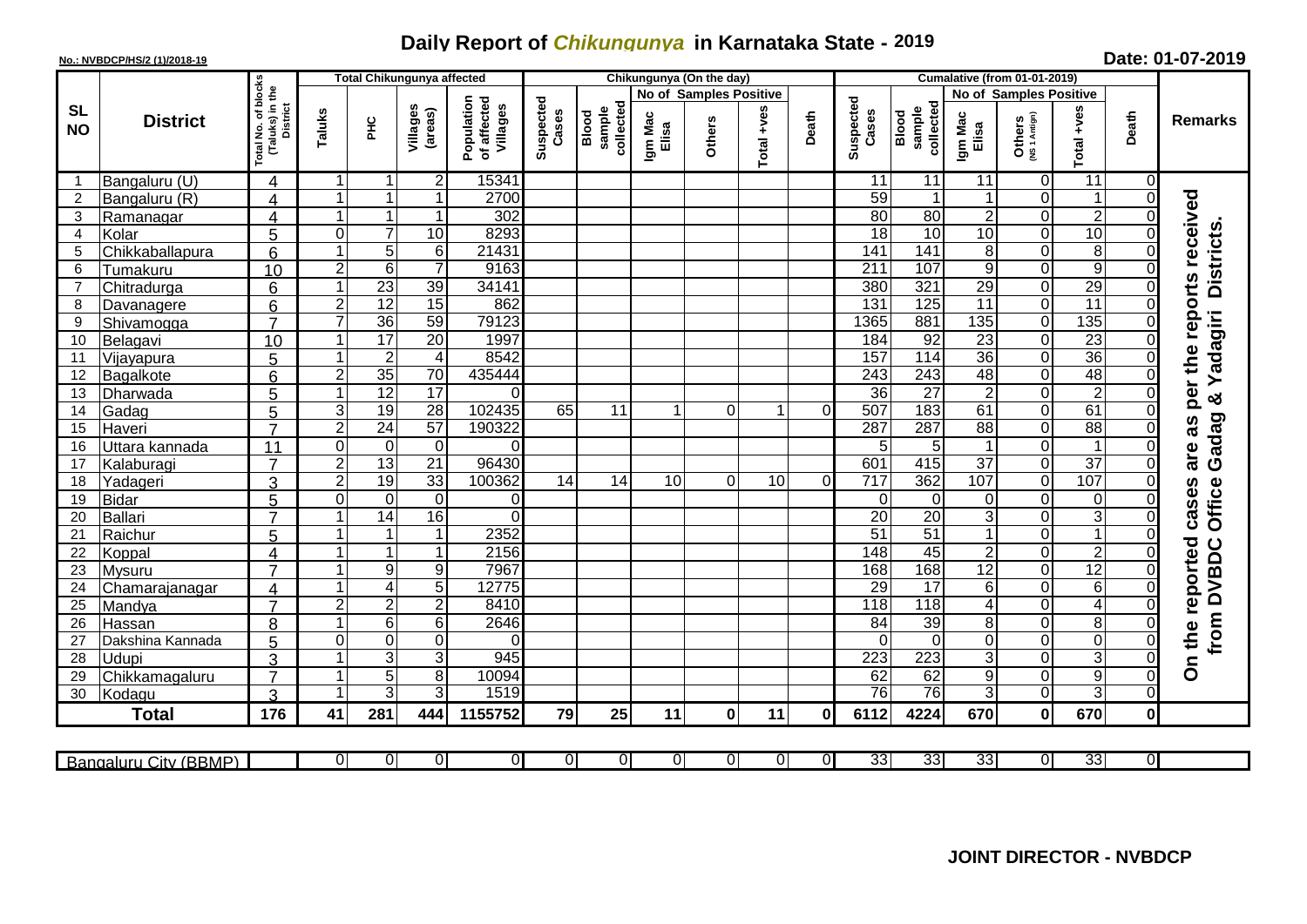# Daily Report of *Chikungunya* in Karnataka State - 2019

**No.: NVBDCP/HS/2 (1)/2018-19**

**Date: 01-07-2019**

| SL NO | District | Total No. of blocks (Taluks) in the District | Total Chikungunya affected | | | | Chikungunya (On the day) | | | | | | | Cumalative (from 01-01-2019) | | | | | | | Remarks |
|---|---|---|---|---|---|---|---|---|---|---|---|---|---|---|---|---|---|---|---|---|---|
| | | | Taluks | PHC | Villages (areas) | Population of affected Villages | Suspected Cases | Blood sample collected | No of Samples Positive | | | Death | Suspected Cases | Blood sample collected | No of Samples Positive | | | Death | |
| | | | | | | | | | Igm Mac Elisa | Others | Total +ves | | | | Igm Mac Elisa | Others (NS 1 Antign) | Total +ves | | |
| 1 | Bangaluru (U) | 4 | 1 | 1 | 2 | 15341 | | | | | | | 11 | 11 | 11 | 0 | 11 | 0 | On the reported cases are as per the reports received from DVBDC Office Gadag & Yadagiri Districts. |
| 2 | Bangaluru (R) | 4 | 1 | 1 | 1 | 2700 | | | | | | | 59 | 1 | 1 | 0 | 1 | 0 | |
| 3 | Ramanagar | 4 | 1 | 1 | 1 | 302 | | | | | | | 80 | 80 | 2 | 0 | 2 | 0 | |
| 4 | Kolar | 5 | 0 | 7 | 10 | 8293 | | | | | | | 18 | 10 | 10 | 0 | 10 | 0 | |
| 5 | Chikkaballapura | 6 | 1 | 5 | 6 | 21431 | | | | | | | 141 | 141 | 8 | 0 | 8 | 0 | |
| 6 | Tumakuru | 10 | 2 | 6 | 7 | 9163 | | | | | | | 211 | 107 | 9 | 0 | 9 | 0 | |
| 7 | Chitradurga | 6 | 1 | 23 | 39 | 34141 | | | | | | | 380 | 321 | 29 | 0 | 29 | 0 | |
| 8 | Davanagere | 6 | 2 | 12 | 15 | 862 | | | | | | | 131 | 125 | 11 | 0 | 11 | 0 | |
| 9 | Shivamogga | 7 | 7 | 36 | 59 | 79123 | | | | | | | 1365 | 881 | 135 | 0 | 135 | 0 | |
| 10 | Belagavi | 10 | 1 | 17 | 20 | 1997 | | | | | | | 184 | 92 | 23 | 0 | 23 | 0 | |
| 11 | Vijayapura | 5 | 1 | 2 | 4 | 8542 | | | | | | | 157 | 114 | 36 | 0 | 36 | 0 | |
| 12 | Bagalkote | 6 | 2 | 35 | 70 | 435444 | | | | | | | 243 | 243 | 48 | 0 | 48 | 0 | |
| 13 | Dharwada | 5 | 1 | 12 | 17 | 0 | | | | | | | 36 | 27 | 2 | 0 | 2 | 0 | |
| 14 | Gadag | 5 | 3 | 19 | 28 | 102435 | 65 | 11 | 1 | 0 | 1 | 0 | 507 | 183 | 61 | 0 | 61 | 0 | |
| 15 | Haveri | 7 | 2 | 24 | 57 | 190322 | | | | | | | 287 | 287 | 88 | 0 | 88 | 0 | |
| 16 | Uttara kannada | 11 | 0 | 0 | 0 | 0 | | | | | | | 5 | 5 | 1 | 0 | 1 | 0 | |
| 17 | Kalaburagi | 7 | 2 | 13 | 21 | 96430 | | | | | | | 601 | 415 | 37 | 0 | 37 | 0 | |
| 18 | Yadageri | 3 | 2 | 19 | 33 | 100362 | 14 | 14 | 10 | 0 | 10 | 0 | 717 | 362 | 107 | 0 | 107 | 0 | |
| 19 | Bidar | 5 | 0 | 0 | 0 | 0 | | | | | | | 0 | 0 | 0 | 0 | 0 | 0 | |
| 20 | Ballari | 7 | 1 | 14 | 16 | 0 | | | | | | | 20 | 20 | 3 | 0 | 3 | 0 | |
| 21 | Raichur | 5 | 1 | 1 | 1 | 2352 | | | | | | | 51 | 51 | 1 | 0 | 1 | 0 | |
| 22 | Koppal | 4 | 1 | 1 | 1 | 2156 | | | | | | | 148 | 45 | 2 | 0 | 2 | 0 | |
| 23 | Mysuru | 7 | 1 | 9 | 9 | 7967 | | | | | | | 168 | 168 | 12 | 0 | 12 | 0 | |
| 24 | Chamarajanagar | 4 | 1 | 4 | 5 | 12775 | | | | | | | 29 | 17 | 6 | 0 | 6 | 0 | |
| 25 | Mandya | 7 | 2 | 2 | 2 | 8410 | | | | | | | 118 | 118 | 4 | 0 | 4 | 0 | |
| 26 | Hassan | 8 | 1 | 6 | 6 | 2646 | | | | | | | 84 | 39 | 8 | 0 | 8 | 0 | |
| 27 | Dakshina Kannada | 5 | 0 | 0 | 0 | 0 | | | | | | | 0 | 0 | 0 | 0 | 0 | 0 | |
| 28 | Udupi | 3 | 1 | 3 | 3 | 945 | | | | | | | 223 | 223 | 3 | 0 | 3 | 0 | |
| 29 | Chikkamagaluru | 7 | 1 | 5 | 8 | 10094 | | | | | | | 62 | 62 | 9 | 0 | 9 | 0 | |
| 30 | Kodagu | 3 | 1 | 3 | 3 | 1519 | | | | | | | 76 | 76 | 3 | 0 | 3 | 0 | |
| | **Total** | **176** | **41** | **281** | **444** | **1155752** | **79** | **25** | **11** | **0** | **11** | **0** | **6112** | **4224** | **670** | **0** | **670** | **0** | |

| | | | | | | | | | | | | | | | | | | |
|---|---|---|---|---|---|---|---|---|---|---|---|---|---|---|---|---|---|---|
| Bangaluru City (BBMP) | | 0 | 0 | 0 | 0 | 0 | 0 | 0 | 0 | 0 | 0 | 33 | 33 | 33 | 0 | 33 | 0 | |

**JOINT DIRECTOR - NVBDCP**